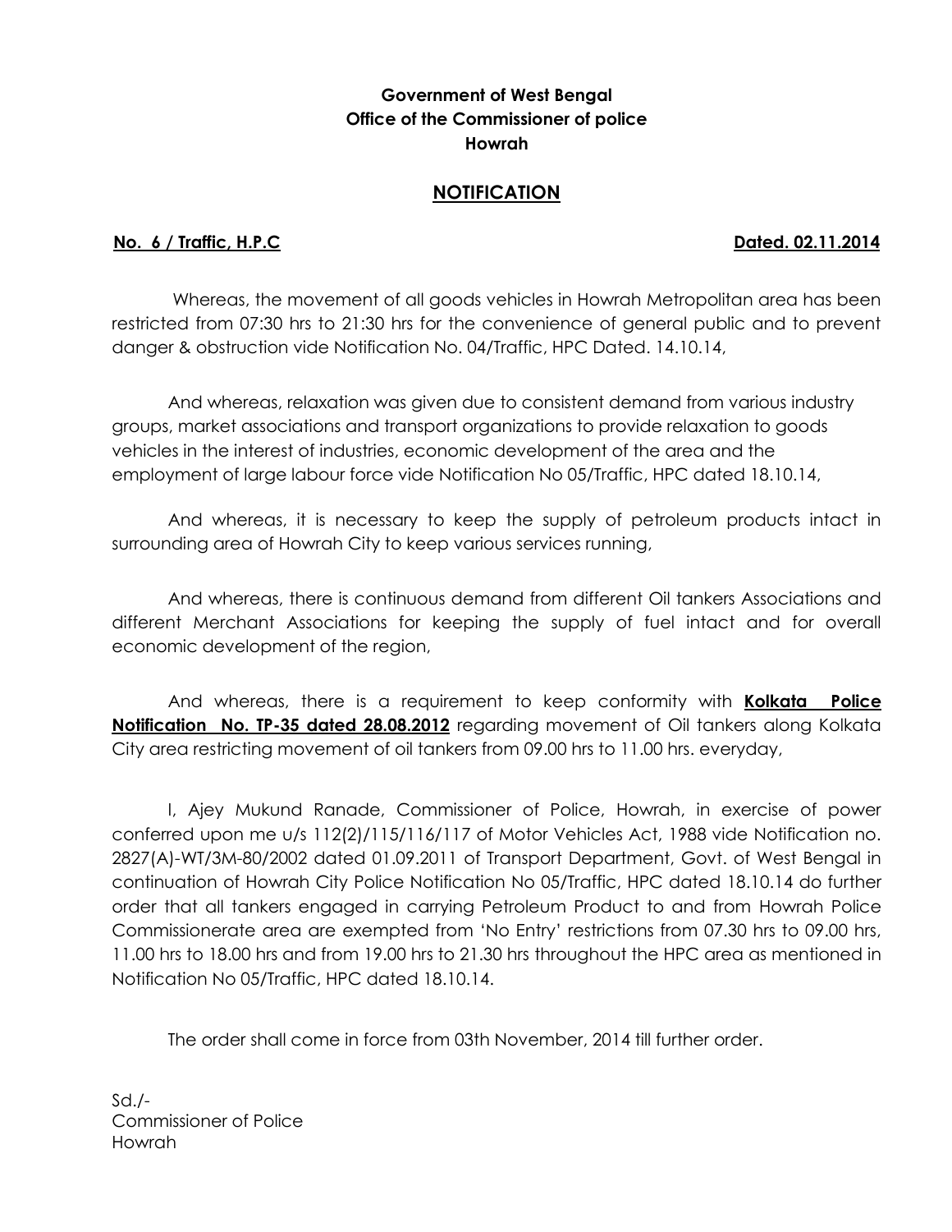**Government of West Bengal**
**Office of the Commissioner of police**
**Howrah**

## NOTIFICATION

**No. 6 / Traffic, H.P.C** **Dated. 02.11.2014**

Whereas, the movement of all goods vehicles in Howrah Metropolitan area has been restricted from 07:30 hrs to 21:30 hrs for the convenience of general public and to prevent danger & obstruction vide Notification No. 04/Traffic, HPC Dated. 14.10.14,

And whereas, relaxation was given due to consistent demand from various industry groups, market associations and transport organizations to provide relaxation to goods vehicles in the interest of industries, economic development of the area and the employment of large labour force vide Notification No 05/Traffic, HPC dated 18.10.14,

And whereas, it is necessary to keep the supply of petroleum products intact in surrounding area of Howrah City to keep various services running,

And whereas, there is continuous demand from different Oil tankers Associations and different Merchant Associations for keeping the supply of fuel intact and for overall economic development of the region,

And whereas, there is a requirement to keep conformity with **Kolkata Police Notification No. TP-35 dated 28.08.2012** regarding movement of Oil tankers along Kolkata City area restricting movement of oil tankers from 09.00 hrs to 11.00 hrs. everyday,

I, Ajey Mukund Ranade, Commissioner of Police, Howrah, in exercise of power conferred upon me u/s 112(2)/115/116/117 of Motor Vehicles Act, 1988 vide Notification no. 2827(A)-WT/3M-80/2002 dated 01.09.2011 of Transport Department, Govt. of West Bengal in continuation of Howrah City Police Notification No 05/Traffic, HPC dated 18.10.14 do further order that all tankers engaged in carrying Petroleum Product to and from Howrah Police Commissionerate area are exempted from 'No Entry' restrictions from 07.30 hrs to 09.00 hrs, 11.00 hrs to 18.00 hrs and from 19.00 hrs to 21.30 hrs throughout the HPC area as mentioned in Notification No 05/Traffic, HPC dated 18.10.14.

The order shall come in force from 03th November, 2014 till further order.

Sd./-
Commissioner of Police
Howrah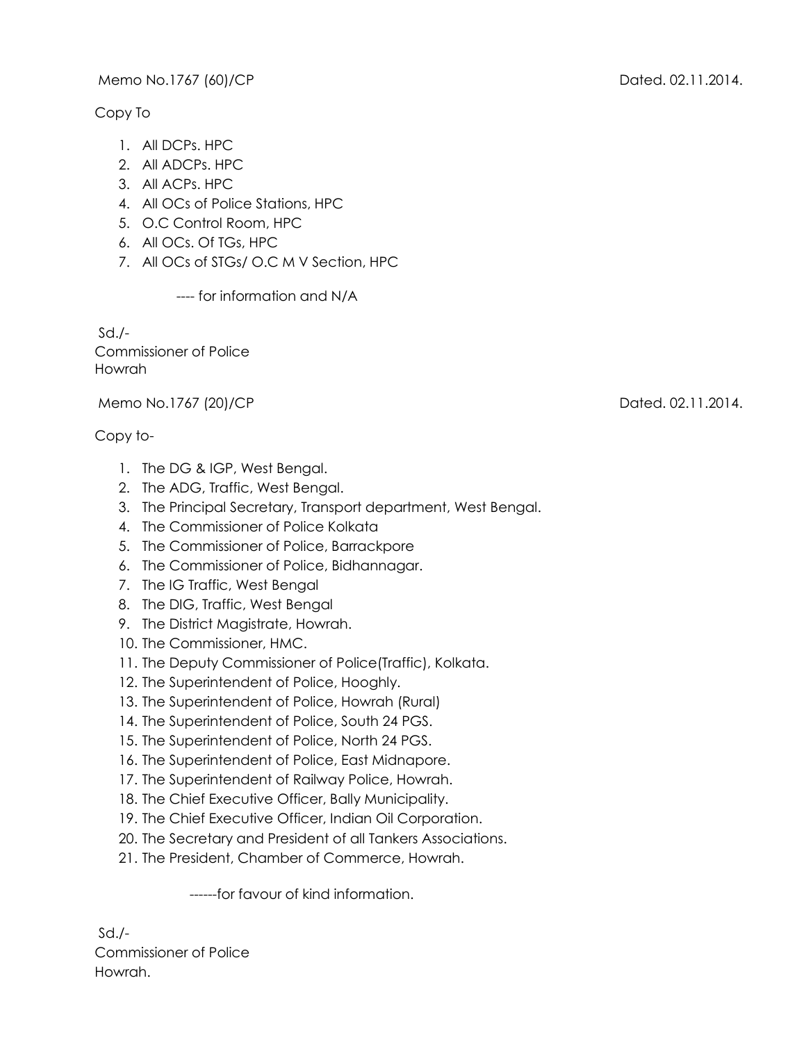Memo No.1767 (60)/CP Dated. 02.11.2014.

Copy To

1. All DCPs. HPC
2. All ADCPs. HPC
3. All ACPs. HPC
4. All OCs of Police Stations, HPC
5. O.C Control Room, HPC
6. All OCs. Of TGs, HPC
7. All OCs of STGs/ O.C M V Section, HPC

---- for information and N/A

Sd./-
Commissioner of Police
Howrah

Memo No.1767 (20)/CP Dated. 02.11.2014.

Copy to-

1. The DG & IGP, West Bengal.
2. The ADG, Traffic, West Bengal.
3. The Principal Secretary, Transport department, West Bengal.
4. The Commissioner of Police Kolkata
5. The Commissioner of Police, Barrackpore
6. The Commissioner of Police, Bidhannagar.
7. The IG Traffic, West Bengal
8. The DIG, Traffic, West Bengal
9. The District Magistrate, Howrah.
10. The Commissioner, HMC.
11. The Deputy Commissioner of Police(Traffic), Kolkata.
12. The Superintendent of Police, Hooghly.
13. The Superintendent of Police, Howrah (Rural)
14. The Superintendent of Police, South 24 PGS.
15. The Superintendent of Police, North 24 PGS.
16. The Superintendent of Police, East Midnapore.
17. The Superintendent of Railway Police, Howrah.
18. The Chief Executive Officer, Bally Municipality.
19. The Chief Executive Officer, Indian Oil Corporation.
20. The Secretary and President of all Tankers Associations.
21. The President, Chamber of Commerce, Howrah.

------for favour of kind information.

Sd./-
Commissioner of Police
Howrah.